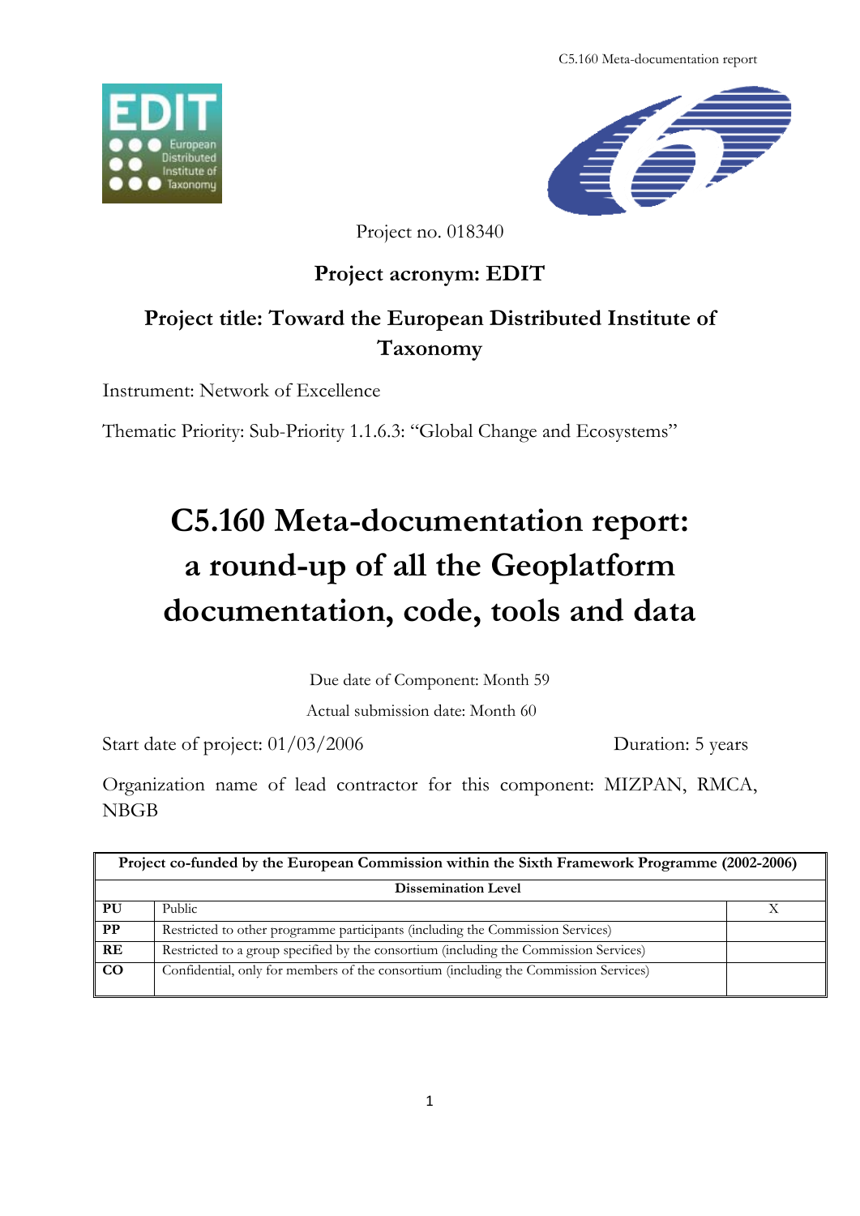Project no. 018340

**Project acronym: EDIT**

**Project title: Toward the European Distributed Institute of Taxonomy**

Instrument: Network of Excellence

Thematic Priority: Sub-Priority 1.1.6.3: "Global Change and Ecosystems"

# C5.160 Meta-documentation report: a round-up of all the Geoplatform documentation, code, tools and data

Due date of Component: Month 59

Actual submission date: Month 60

Start date of project: 01/03/2006 Duration: 5 years

Organization name of lead contractor for this component: MIZPAN, RMCA, NBGB

| **Project co-funded by the European Commission within the Sixth Framework Programme (2002-2006)** | | |
|---|---|---|
| **Dissemination Level** | | |
| **PU** | Public | X |
| **PP** | Restricted to other programme participants (including the Commission Services) | |
| **RE** | Restricted to a group specified by the consortium (including the Commission Services) | |
| **CO** | Confidential, only for members of the consortium (including the Commission Services) | |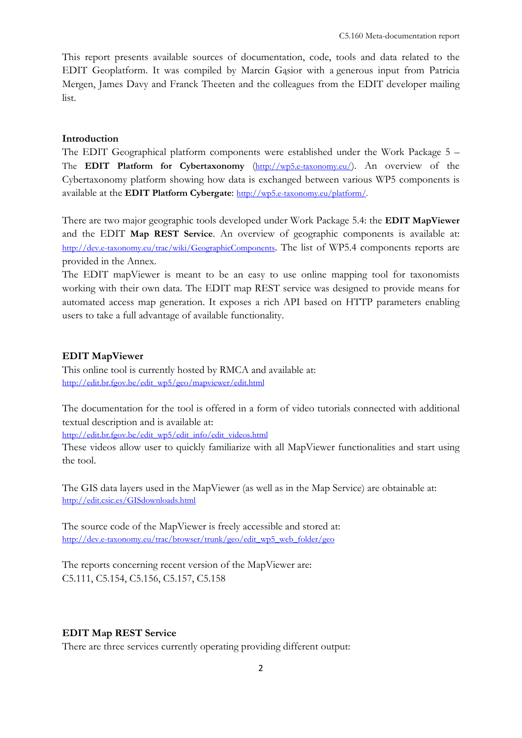This report presents available sources of documentation, code, tools and data related to the EDIT Geoplatform. It was compiled by Marcin Gąsior with a generous input from Patricia Mergen, James Davy and Franck Theeten and the colleagues from the EDIT developer mailing list.

## Introduction

The EDIT Geographical platform components were established under the Work Package 5 – The **EDIT Platform for Cybertaxonomy** (http://wp5.e-taxonomy.eu/). An overview of the Cybertaxonomy platform showing how data is exchanged between various WP5 components is available at the **EDIT Platform Cybergate**: http://wp5.e-taxonomy.eu/platform/.

There are two major geographic tools developed under Work Package 5.4: the **EDIT MapViewer** and the EDIT **Map REST Service**. An overview of geographic components is available at: http://dev.e-taxonomy.eu/trac/wiki/GeographicComponents. The list of WP5.4 components reports are provided in the Annex.

The EDIT mapViewer is meant to be an easy to use online mapping tool for taxonomists working with their own data. The EDIT map REST service was designed to provide means for automated access map generation. It exposes a rich API based on HTTP parameters enabling users to take a full advantage of available functionality.

## EDIT MapViewer

This online tool is currently hosted by RMCA and available at:
http://edit.br.fgov.be/edit_wp5/geo/mapviewer/edit.html

The documentation for the tool is offered in a form of video tutorials connected with additional textual description and is available at:
http://edit.br.fgov.be/edit_wp5/edit_info/edit_videos.html
These videos allow user to quickly familiarize with all MapViewer functionalities and start using the tool.

The GIS data layers used in the MapViewer (as well as in the Map Service) are obtainable at:
http://edit.csic.es/GISdownloads.html

The source code of the MapViewer is freely accessible and stored at:
http://dev.e-taxonomy.eu/trac/browser/trunk/geo/edit_wp5_web_folder/geo

The reports concerning recent version of the MapViewer are:
C5.111, C5.154, C5.156, C5.157, C5.158

## EDIT Map REST Service

There are three services currently operating providing different output: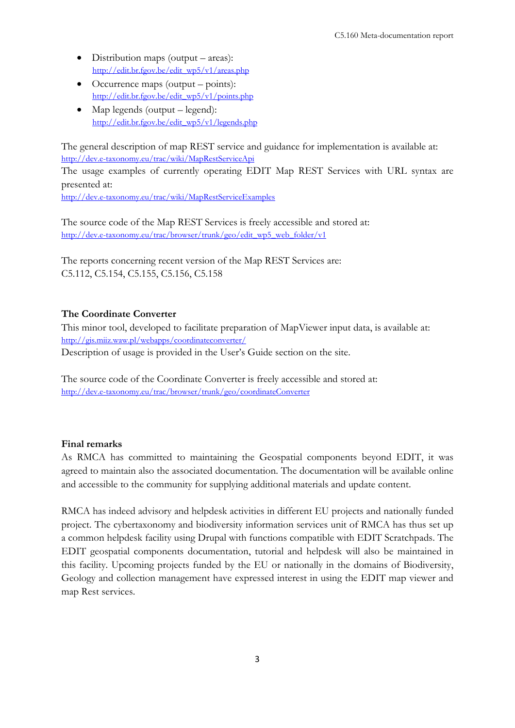- Distribution maps (output – areas): http://edit.br.fgov.be/edit_wp5/v1/areas.php
- Occurrence maps (output – points): http://edit.br.fgov.be/edit_wp5/v1/points.php
- Map legends (output – legend): http://edit.br.fgov.be/edit_wp5/v1/legends.php

The general description of map REST service and guidance for implementation is available at: http://dev.e-taxonomy.eu/trac/wiki/MapRestServiceApi
The usage examples of currently operating EDIT Map REST Services with URL syntax are presented at:
http://dev.e-taxonomy.eu/trac/wiki/MapRestServiceExamples

The source code of the Map REST Services is freely accessible and stored at:
http://dev.e-taxonomy.eu/trac/browser/trunk/geo/edit_wp5_web_folder/v1

The reports concerning recent version of the Map REST Services are:
C5.112, C5.154, C5.155, C5.156, C5.158

**The Coordinate Converter**

This minor tool, developed to facilitate preparation of MapViewer input data, is available at: http://gis.miiz.waw.pl/webapps/coordinateconverter/
Description of usage is provided in the User's Guide section on the site.

The source code of the Coordinate Converter is freely accessible and stored at:
http://dev.e-taxonomy.eu/trac/browser/trunk/geo/coordinateConverter

**Final remarks**

As RMCA has committed to maintaining the Geospatial components beyond EDIT, it was agreed to maintain also the associated documentation. The documentation will be available online and accessible to the community for supplying additional materials and update content.

RMCA has indeed advisory and helpdesk activities in different EU projects and nationally funded project. The cybertaxonomy and biodiversity information services unit of RMCA has thus set up a common helpdesk facility using Drupal with functions compatible with EDIT Scratchpads. The EDIT geospatial components documentation, tutorial and helpdesk will also be maintained in this facility. Upcoming projects funded by the EU or nationally in the domains of Biodiversity, Geology and collection management have expressed interest in using the EDIT map viewer and map Rest services.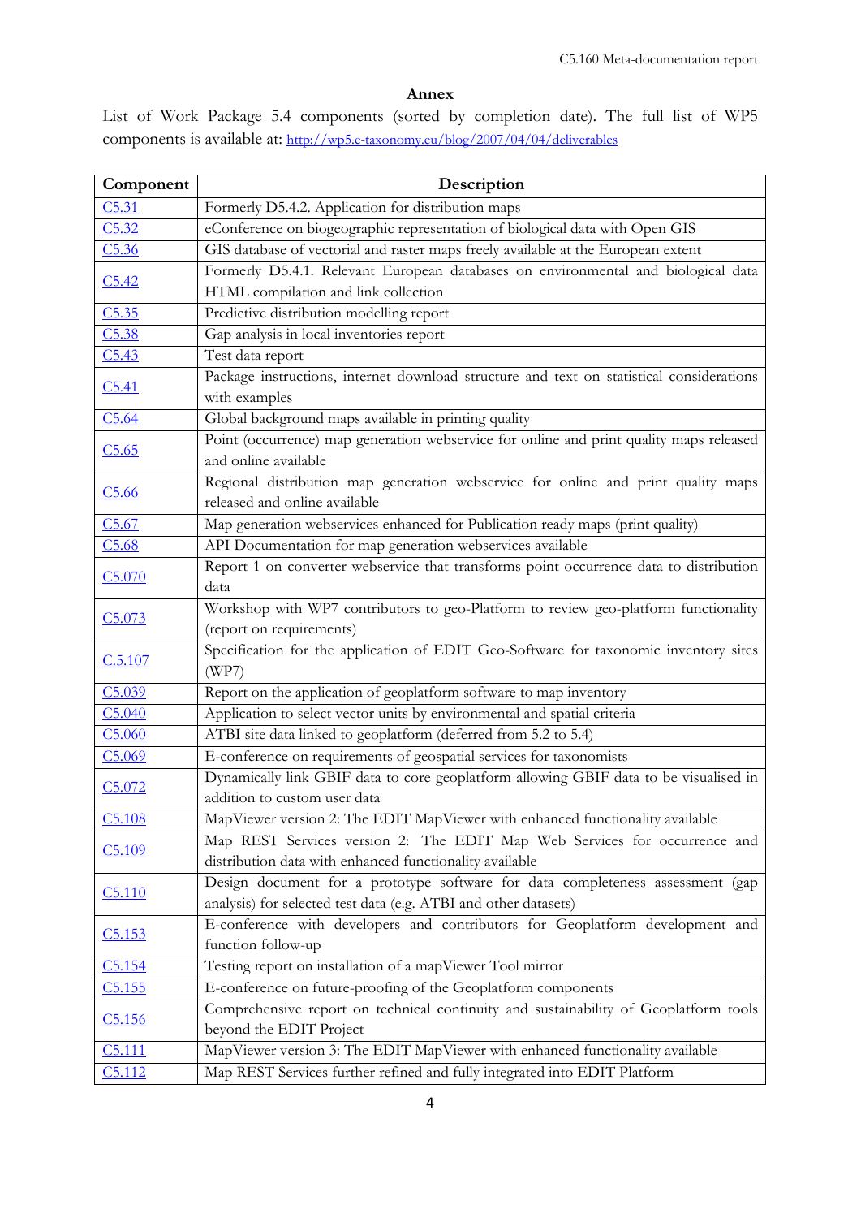**Annex**

List of Work Package 5.4 components (sorted by completion date). The full list of WP5 components is available at: http://wp5.e-taxonomy.eu/blog/2007/04/04/deliverables

| Component | Description |
|---|---|
| C5.31 | Formerly D5.4.2. Application for distribution maps |
| C5.32 | eConference on biogeographic representation of biological data with Open GIS |
| C5.36 | GIS database of vectorial and raster maps freely available at the European extent |
| C5.42 | Formerly D5.4.1. Relevant European databases on environmental and biological data HTML compilation and link collection |
| C5.35 | Predictive distribution modelling report |
| C5.38 | Gap analysis in local inventories report |
| C5.43 | Test data report |
| C5.41 | Package instructions, internet download structure and text on statistical considerations with examples |
| C5.64 | Global background maps available in printing quality |
| C5.65 | Point (occurrence) map generation webservice for online and print quality maps released and online available |
| C5.66 | Regional distribution map generation webservice for online and print quality maps released and online available |
| C5.67 | Map generation webservices enhanced for Publication ready maps (print quality) |
| C5.68 | API Documentation for map generation webservices available |
| C5.070 | Report 1 on converter webservice that transforms point occurrence data to distribution data |
| C5.073 | Workshop with WP7 contributors to geo-Platform to review geo-platform functionality (report on requirements) |
| C.5.107 | Specification for the application of EDIT Geo-Software for taxonomic inventory sites (WP7) |
| C5.039 | Report on the application of geoplatform software to map inventory |
| C5.040 | Application to select vector units by environmental and spatial criteria |
| C5.060 | ATBI site data linked to geoplatform (deferred from 5.2 to 5.4) |
| C5.069 | E-conference on requirements of geospatial services for taxonomists |
| C5.072 | Dynamically link GBIF data to core geoplatform allowing GBIF data to be visualised in addition to custom user data |
| C5.108 | MapViewer version 2: The EDIT MapViewer with enhanced functionality available |
| C5.109 | Map REST Services version 2: The EDIT Map Web Services for occurrence and distribution data with enhanced functionality available |
| C5.110 | Design document for a prototype software for data completeness assessment (gap analysis) for selected test data (e.g. ATBI and other datasets) |
| C5.153 | E-conference with developers and contributors for Geoplatform development and function follow-up |
| C5.154 | Testing report on installation of a mapViewer Tool mirror |
| C5.155 | E-conference on future-proofing of the Geoplatform components |
| C5.156 | Comprehensive report on technical continuity and sustainability of Geoplatform tools beyond the EDIT Project |
| C5.111 | MapViewer version 3: The EDIT MapViewer with enhanced functionality available |
| C5.112 | Map REST Services further refined and fully integrated into EDIT Platform |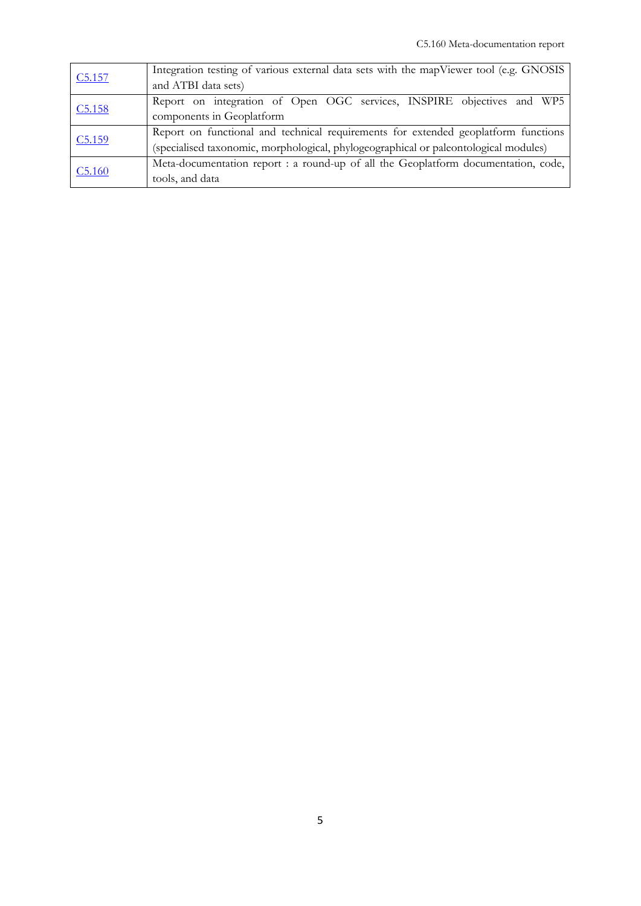| | |
|---|---|
| C5.157 | Integration testing of various external data sets with the mapViewer tool (e.g. GNOSIS and ATBI data sets) |
| C5.158 | Report on integration of Open OGC services, INSPIRE objectives and WP5 components in Geoplatform |
| C5.159 | Report on functional and technical requirements for extended geoplatform functions (specialised taxonomic, morphological, phylogeographical or paleontological modules) |
| C5.160 | Meta-documentation report : a round-up of all the Geoplatform documentation, code, tools, and data |